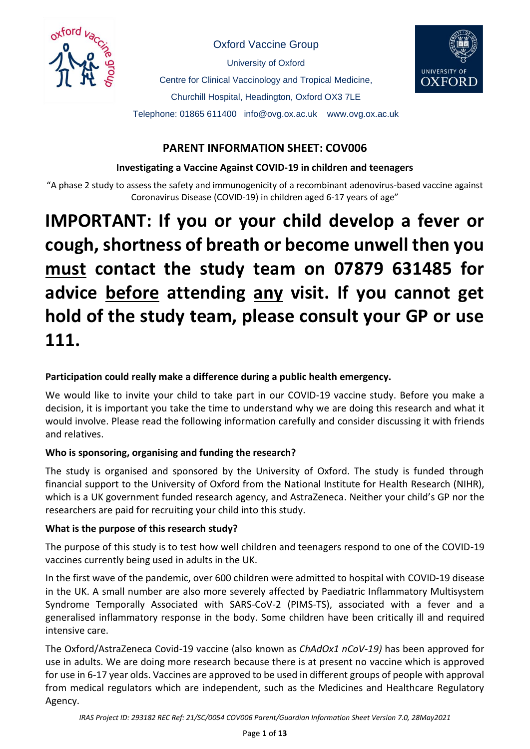Oxford Vaccine Group

University of Oxford

Centre for Clinical Vaccinology and Tropical Medicine,

Churchill Hospital, Headington, Oxford OX3 7LE

Telephone: 01865 611400 info@ovg.ox.ac.uk www.ovg.ox.ac.uk

## PARENT INFORMATION SHEET: COV006

### Investigating a Vaccine Against COVID-19 in children and teenagers

"A phase 2 study to assess the safety and immunogenicity of a recombinant adenovirus-based vaccine against Coronavirus Disease (COVID-19) in children aged 6-17 years of age"

# IMPORTANT: If you or your child develop a fever or cough, shortness of breath or become unwell then you <u>must</u> contact the study team on 07879 631485 for advice <u>before</u> attending <u>any</u> visit. If you cannot get hold of the study team, please consult your GP or use 111.

**Participation could really make a difference during a public health emergency.**

We would like to invite your child to take part in our COVID-19 vaccine study. Before you make a decision, it is important you take the time to understand why we are doing this research and what it would involve. Please read the following information carefully and consider discussing it with friends and relatives.

**Who is sponsoring, organising and funding the research?**

The study is organised and sponsored by the University of Oxford. The study is funded through financial support to the University of Oxford from the National Institute for Health Research (NIHR), which is a UK government funded research agency, and AstraZeneca. Neither your child's GP nor the researchers are paid for recruiting your child into this study.

**What is the purpose of this research study?**

The purpose of this study is to test how well children and teenagers respond to one of the COVID-19 vaccines currently being used in adults in the UK.

In the first wave of the pandemic, over 600 children were admitted to hospital with COVID-19 disease in the UK. A small number are also more severely affected by Paediatric Inflammatory Multisystem Syndrome Temporally Associated with SARS-CoV-2 (PIMS-TS), associated with a fever and a generalised inflammatory response in the body. Some children have been critically ill and required intensive care.

The Oxford/AstraZeneca Covid-19 vaccine (also known as *ChAdOx1 nCoV-19)* has been approved for use in adults. We are doing more research because there is at present no vaccine which is approved for use in 6-17 year olds. Vaccines are approved to be used in different groups of people with approval from medical regulators which are independent, such as the Medicines and Healthcare Regulatory Agency.

*IRAS Project ID: 293182 REC Ref: 21/SC/0054 COV006 Parent/Guardian Information Sheet Version 7.0, 28May2021*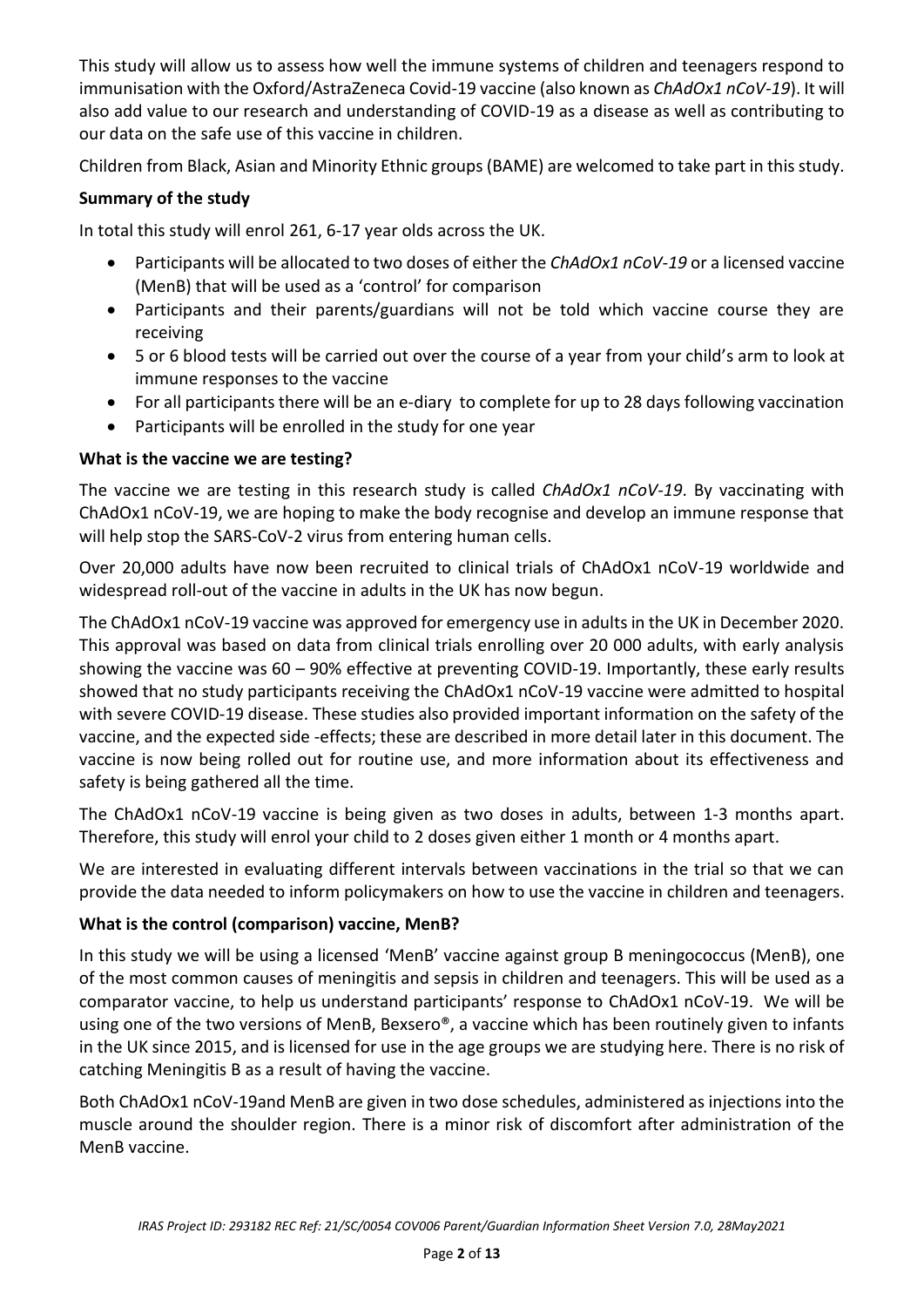This study will allow us to assess how well the immune systems of children and teenagers respond to immunisation with the Oxford/AstraZeneca Covid-19 vaccine (also known as *ChAdOx1 nCoV-19*). It will also add value to our research and understanding of COVID-19 as a disease as well as contributing to our data on the safe use of this vaccine in children.

Children from Black, Asian and Minority Ethnic groups (BAME) are welcomed to take part in this study.

**Summary of the study**

In total this study will enrol 261, 6-17 year olds across the UK.

- Participants will be allocated to two doses of either the *ChAdOx1 nCoV-19* or a licensed vaccine (MenB) that will be used as a 'control' for comparison
- Participants and their parents/guardians will not be told which vaccine course they are receiving
- 5 or 6 blood tests will be carried out over the course of a year from your child's arm to look at immune responses to the vaccine
- For all participants there will be an e-diary to complete for up to 28 days following vaccination
- Participants will be enrolled in the study for one year

**What is the vaccine we are testing?**

The vaccine we are testing in this research study is called *ChAdOx1 nCoV-19*. By vaccinating with ChAdOx1 nCoV-19, we are hoping to make the body recognise and develop an immune response that will help stop the SARS-CoV-2 virus from entering human cells.

Over 20,000 adults have now been recruited to clinical trials of ChAdOx1 nCoV-19 worldwide and widespread roll-out of the vaccine in adults in the UK has now begun.

The ChAdOx1 nCoV-19 vaccine was approved for emergency use in adults in the UK in December 2020. This approval was based on data from clinical trials enrolling over 20 000 adults, with early analysis showing the vaccine was 60 – 90% effective at preventing COVID-19. Importantly, these early results showed that no study participants receiving the ChAdOx1 nCoV-19 vaccine were admitted to hospital with severe COVID-19 disease. These studies also provided important information on the safety of the vaccine, and the expected side -effects; these are described in more detail later in this document. The vaccine is now being rolled out for routine use, and more information about its effectiveness and safety is being gathered all the time.

The ChAdOx1 nCoV-19 vaccine is being given as two doses in adults, between 1-3 months apart. Therefore, this study will enrol your child to 2 doses given either 1 month or 4 months apart.

We are interested in evaluating different intervals between vaccinations in the trial so that we can provide the data needed to inform policymakers on how to use the vaccine in children and teenagers.

**What is the control (comparison) vaccine, MenB?**

In this study we will be using a licensed 'MenB' vaccine against group B meningococcus (MenB), one of the most common causes of meningitis and sepsis in children and teenagers. This will be used as a comparator vaccine, to help us understand participants' response to ChAdOx1 nCoV-19. We will be using one of the two versions of MenB, Bexsero®, a vaccine which has been routinely given to infants in the UK since 2015, and is licensed for use in the age groups we are studying here. There is no risk of catching Meningitis B as a result of having the vaccine.

Both ChAdOx1 nCoV-19and MenB are given in two dose schedules, administered as injections into the muscle around the shoulder region. There is a minor risk of discomfort after administration of the MenB vaccine.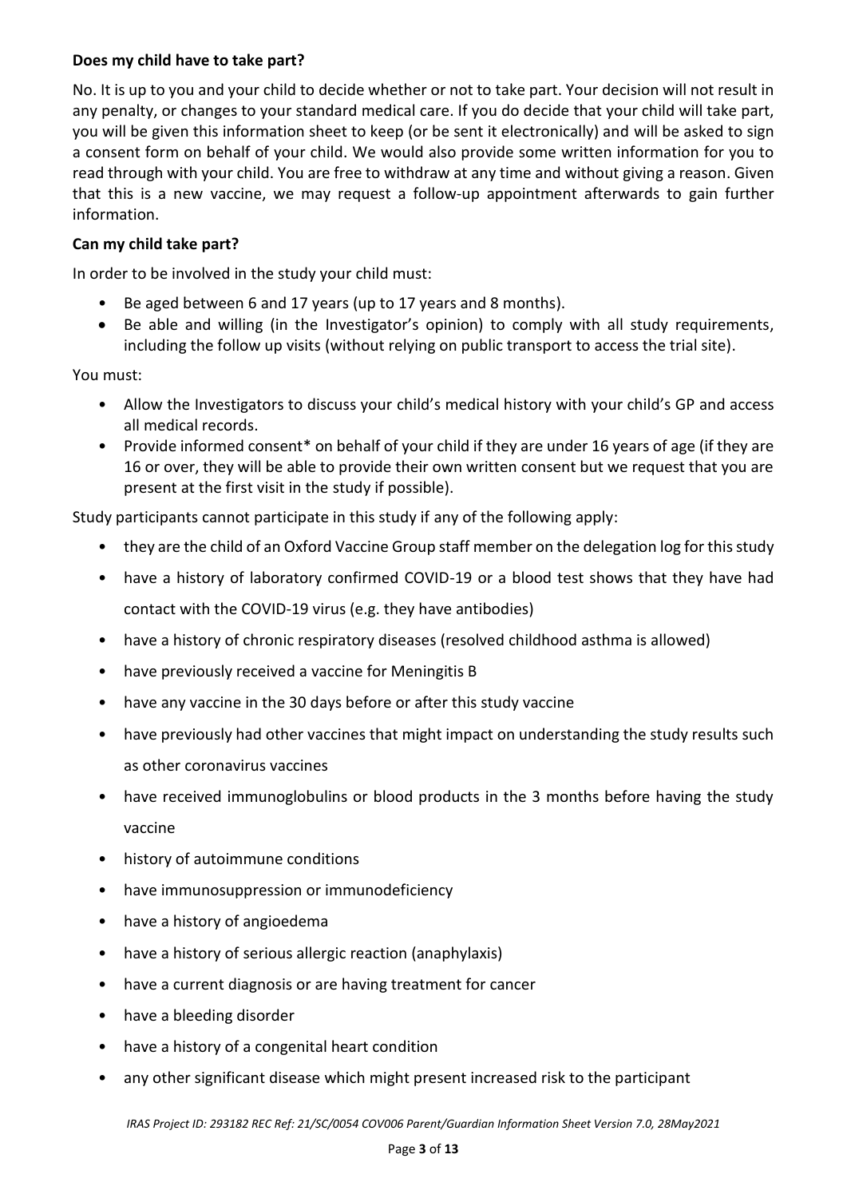**Does my child have to take part?**

No. It is up to you and your child to decide whether or not to take part. Your decision will not result in any penalty, or changes to your standard medical care. If you do decide that your child will take part, you will be given this information sheet to keep (or be sent it electronically) and will be asked to sign a consent form on behalf of your child. We would also provide some written information for you to read through with your child. You are free to withdraw at any time and without giving a reason. Given that this is a new vaccine, we may request a follow-up appointment afterwards to gain further information.

**Can my child take part?**

In order to be involved in the study your child must:

- Be aged between 6 and 17 years (up to 17 years and 8 months).
- Be able and willing (in the Investigator's opinion) to comply with all study requirements, including the follow up visits (without relying on public transport to access the trial site).

You must:

- Allow the Investigators to discuss your child's medical history with your child's GP and access all medical records.
- Provide informed consent* on behalf of your child if they are under 16 years of age (if they are 16 or over, they will be able to provide their own written consent but we request that you are present at the first visit in the study if possible).

Study participants cannot participate in this study if any of the following apply:

- they are the child of an Oxford Vaccine Group staff member on the delegation log for this study
- have a history of laboratory confirmed COVID-19 or a blood test shows that they have had contact with the COVID-19 virus (e.g. they have antibodies)
- have a history of chronic respiratory diseases (resolved childhood asthma is allowed)
- have previously received a vaccine for Meningitis B
- have any vaccine in the 30 days before or after this study vaccine
- have previously had other vaccines that might impact on understanding the study results such as other coronavirus vaccines
- have received immunoglobulins or blood products in the 3 months before having the study vaccine
- history of autoimmune conditions
- have immunosuppression or immunodeficiency
- have a history of angioedema
- have a history of serious allergic reaction (anaphylaxis)
- have a current diagnosis or are having treatment for cancer
- have a bleeding disorder
- have a history of a congenital heart condition
- any other significant disease which might present increased risk to the participant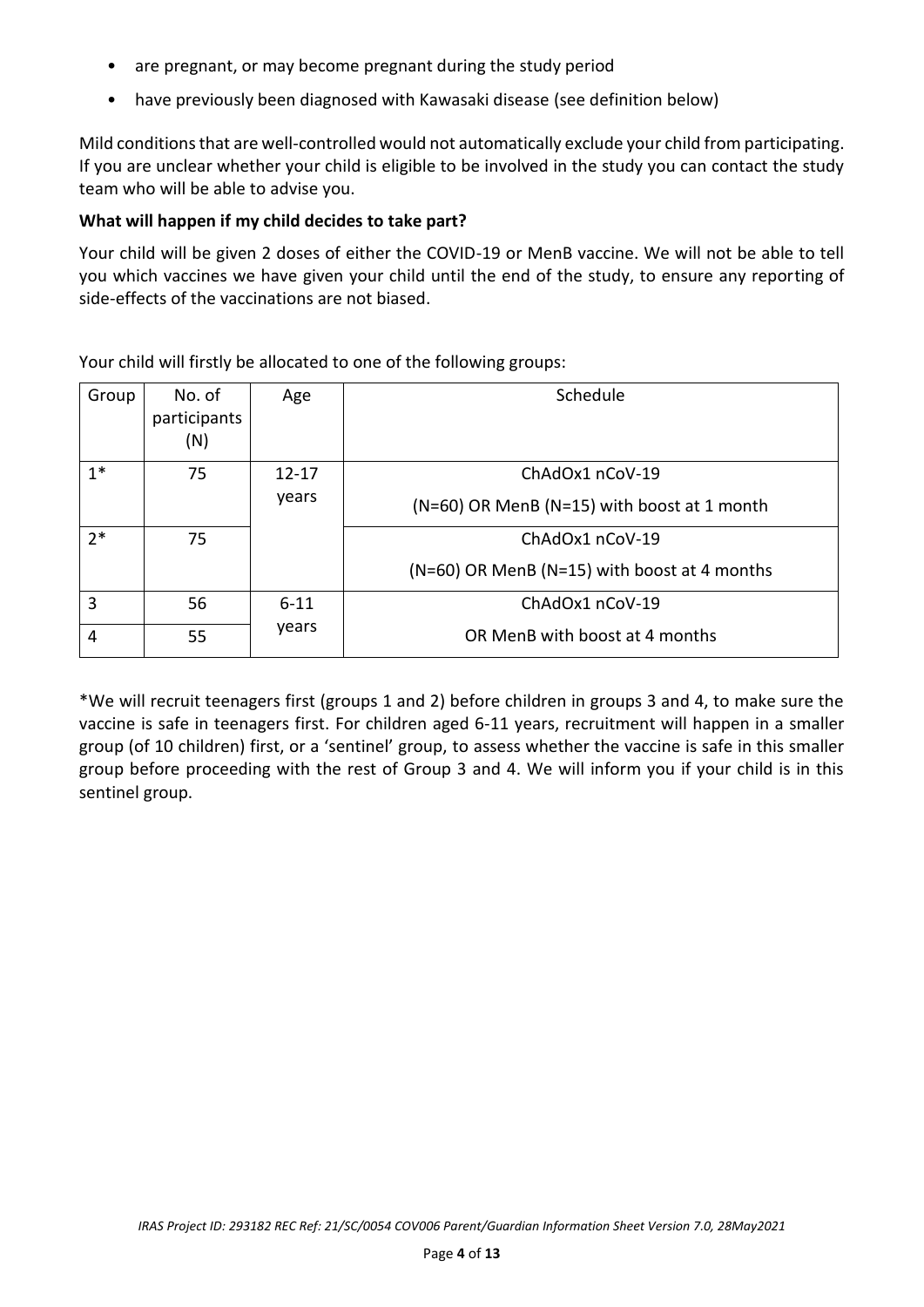- are pregnant, or may become pregnant during the study period
- have previously been diagnosed with Kawasaki disease (see definition below)

Mild conditions that are well-controlled would not automatically exclude your child from participating. If you are unclear whether your child is eligible to be involved in the study you can contact the study team who will be able to advise you.

**What will happen if my child decides to take part?**

Your child will be given 2 doses of either the COVID-19 or MenB vaccine. We will not be able to tell you which vaccines we have given your child until the end of the study, to ensure any reporting of side-effects of the vaccinations are not biased.

Your child will firstly be allocated to one of the following groups:

| Group | No. of participants (N) | Age | Schedule |
|---|---|---|---|
| 1* | 75 | 12-17 years | ChAdOx1 nCoV-19 (N=60) OR MenB (N=15) with boost at 1 month |
| 2* | 75 | | ChAdOx1 nCoV-19 (N=60) OR MenB (N=15) with boost at 4 months |
| 3 | 56 | 6-11 years | ChAdOx1 nCoV-19 OR MenB with boost at 4 months |
| 4 | 55 | | |

*We will recruit teenagers first (groups 1 and 2) before children in groups 3 and 4, to make sure the vaccine is safe in teenagers first. For children aged 6-11 years, recruitment will happen in a smaller group (of 10 children) first, or a 'sentinel' group, to assess whether the vaccine is safe in this smaller group before proceeding with the rest of Group 3 and 4. We will inform you if your child is in this sentinel group.

*IRAS Project ID: 293182 REC Ref: 21/SC/0054 COV006 Parent/Guardian Information Sheet Version 7.0, 28May2021*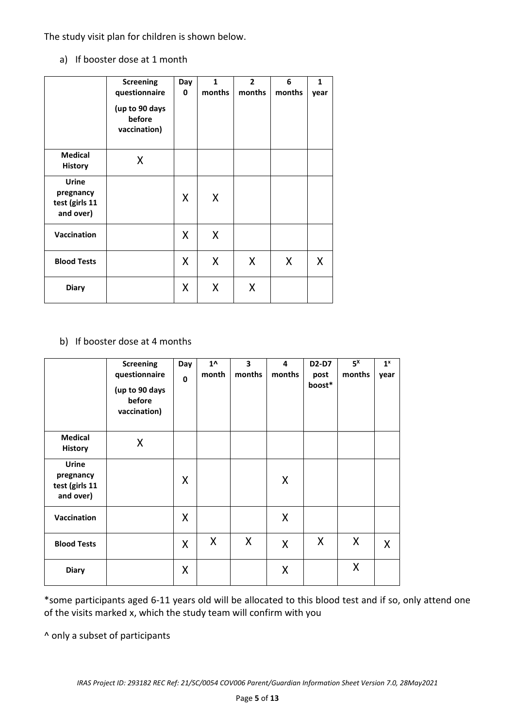The study visit plan for children is shown below.

a) If booster dose at 1 month

| | **Screening questionnaire** **(up to 90 days before vaccination)** | **Day 0** | **1 months** | **2 months** | **6 months** | **1 year** |
|---|---|---|---|---|---|---|
| **Medical History** | X | | | | | |
| **Urine pregnancy test (girls 11 and over)** | | X | X | | | |
| **Vaccination** | | X | X | | | |
| **Blood Tests** | | X | X | X | X | X |
| **Diary** | | X | X | X | | |

b) If booster dose at 4 months

| | **Screening questionnaire** **(up to 90 days before vaccination)** | **Day 0** | **1^ month** | **3 months** | **4 months** | **D2-D7 post boost*** | **5^x^ months** | **1^x^ year** |
|---|---|---|---|---|---|---|---|---|
| **Medical History** | X | | | | | | | |
| **Urine pregnancy test (girls 11 and over)** | | X | | | X | | | |
| **Vaccination** | | X | | | X | | | |
| **Blood Tests** | | X | X | X | X | X | X | X |
| **Diary** | | X | | | X | | X | |

*some participants aged 6-11 years old will be allocated to this blood test and if so, only attend one of the visits marked x, which the study team will confirm with you

^ only a subset of participants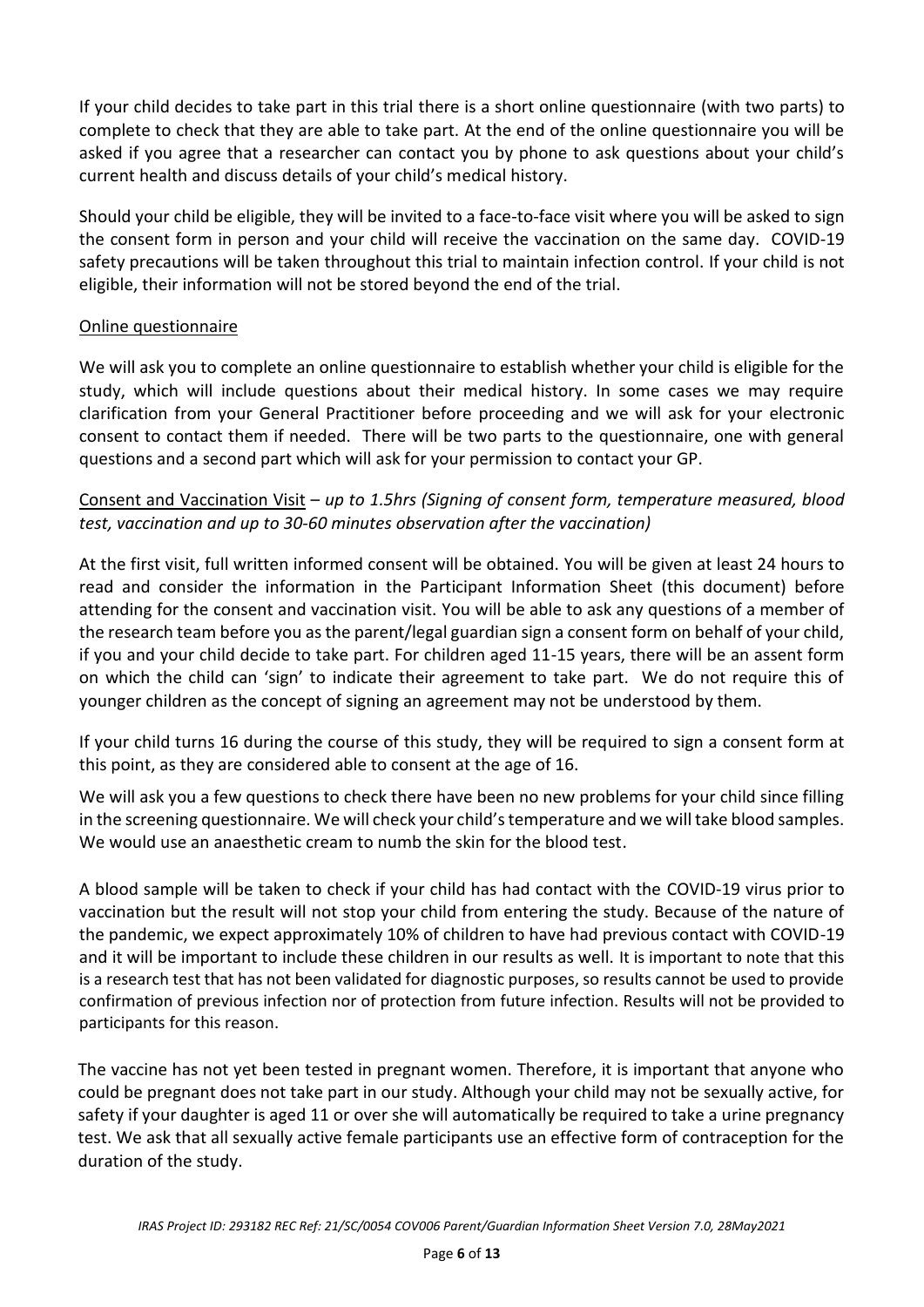If your child decides to take part in this trial there is a short online questionnaire (with two parts) to complete to check that they are able to take part. At the end of the online questionnaire you will be asked if you agree that a researcher can contact you by phone to ask questions about your child's current health and discuss details of your child's medical history.

Should your child be eligible, they will be invited to a face-to-face visit where you will be asked to sign the consent form in person and your child will receive the vaccination on the same day. COVID-19 safety precautions will be taken throughout this trial to maintain infection control. If your child is not eligible, their information will not be stored beyond the end of the trial.

<u>Online questionnaire</u>

We will ask you to complete an online questionnaire to establish whether your child is eligible for the study, which will include questions about their medical history. In some cases we may require clarification from your General Practitioner before proceeding and we will ask for your electronic consent to contact them if needed. There will be two parts to the questionnaire, one with general questions and a second part which will ask for your permission to contact your GP.

<u>Consent and Vaccination Visit</u> – *up to 1.5hrs (Signing of consent form, temperature measured, blood test, vaccination and up to 30-60 minutes observation after the vaccination)*

At the first visit, full written informed consent will be obtained. You will be given at least 24 hours to read and consider the information in the Participant Information Sheet (this document) before attending for the consent and vaccination visit. You will be able to ask any questions of a member of the research team before you as the parent/legal guardian sign a consent form on behalf of your child, if you and your child decide to take part. For children aged 11-15 years, there will be an assent form on which the child can 'sign' to indicate their agreement to take part. We do not require this of younger children as the concept of signing an agreement may not be understood by them.

If your child turns 16 during the course of this study, they will be required to sign a consent form at this point, as they are considered able to consent at the age of 16.

We will ask you a few questions to check there have been no new problems for your child since filling in the screening questionnaire. We will check your child's temperature and we will take blood samples. We would use an anaesthetic cream to numb the skin for the blood test.

A blood sample will be taken to check if your child has had contact with the COVID-19 virus prior to vaccination but the result will not stop your child from entering the study. Because of the nature of the pandemic, we expect approximately 10% of children to have had previous contact with COVID-19 and it will be important to include these children in our results as well. It is important to note that this is a research test that has not been validated for diagnostic purposes, so results cannot be used to provide confirmation of previous infection nor of protection from future infection. Results will not be provided to participants for this reason.

The vaccine has not yet been tested in pregnant women. Therefore, it is important that anyone who could be pregnant does not take part in our study. Although your child may not be sexually active, for safety if your daughter is aged 11 or over she will automatically be required to take a urine pregnancy test. We ask that all sexually active female participants use an effective form of contraception for the duration of the study.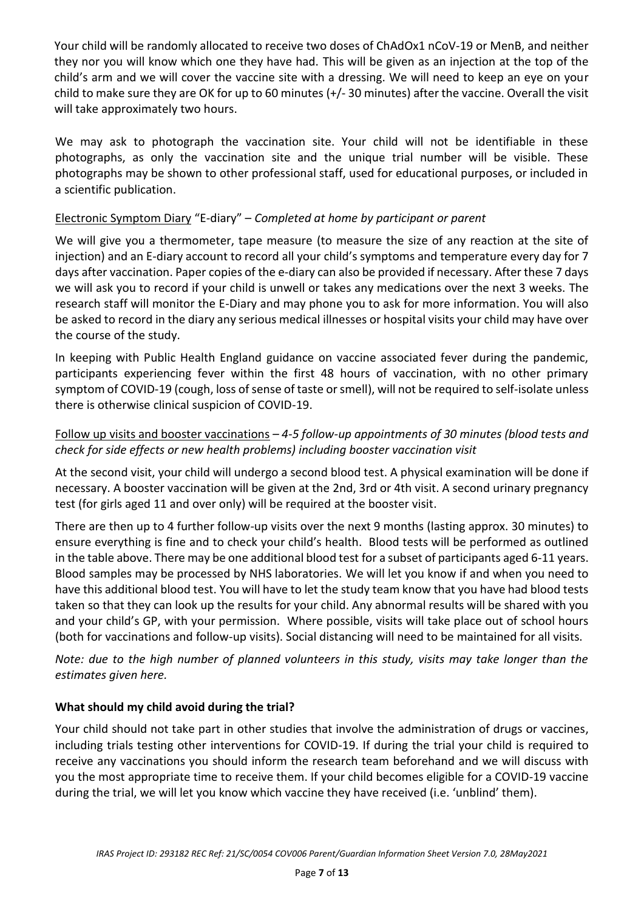Your child will be randomly allocated to receive two doses of ChAdOx1 nCoV-19 or MenB, and neither they nor you will know which one they have had. This will be given as an injection at the top of the child's arm and we will cover the vaccine site with a dressing. We will need to keep an eye on your child to make sure they are OK for up to 60 minutes (+/- 30 minutes) after the vaccine. Overall the visit will take approximately two hours.

We may ask to photograph the vaccination site. Your child will not be identifiable in these photographs, as only the vaccination site and the unique trial number will be visible. These photographs may be shown to other professional staff, used for educational purposes, or included in a scientific publication.

Electronic Symptom Diary "E-diary" – *Completed at home by participant or parent*

We will give you a thermometer, tape measure (to measure the size of any reaction at the site of injection) and an E-diary account to record all your child's symptoms and temperature every day for 7 days after vaccination. Paper copies of the e-diary can also be provided if necessary. After these 7 days we will ask you to record if your child is unwell or takes any medications over the next 3 weeks. The research staff will monitor the E-Diary and may phone you to ask for more information. You will also be asked to record in the diary any serious medical illnesses or hospital visits your child may have over the course of the study.

In keeping with Public Health England guidance on vaccine associated fever during the pandemic, participants experiencing fever within the first 48 hours of vaccination, with no other primary symptom of COVID-19 (cough, loss of sense of taste or smell), will not be required to self-isolate unless there is otherwise clinical suspicion of COVID-19.

Follow up visits and booster vaccinations – *4-5 follow-up appointments of 30 minutes (blood tests and check for side effects or new health problems) including booster vaccination visit*

At the second visit, your child will undergo a second blood test. A physical examination will be done if necessary. A booster vaccination will be given at the 2nd, 3rd or 4th visit. A second urinary pregnancy test (for girls aged 11 and over only) will be required at the booster visit.

There are then up to 4 further follow-up visits over the next 9 months (lasting approx. 30 minutes) to ensure everything is fine and to check your child's health. Blood tests will be performed as outlined in the table above. There may be one additional blood test for a subset of participants aged 6-11 years. Blood samples may be processed by NHS laboratories. We will let you know if and when you need to have this additional blood test. You will have to let the study team know that you have had blood tests taken so that they can look up the results for your child. Any abnormal results will be shared with you and your child's GP, with your permission. Where possible, visits will take place out of school hours (both for vaccinations and follow-up visits). Social distancing will need to be maintained for all visits.

*Note: due to the high number of planned volunteers in this study, visits may take longer than the estimates given here.*

**What should my child avoid during the trial?**

Your child should not take part in other studies that involve the administration of drugs or vaccines, including trials testing other interventions for COVID-19. If during the trial your child is required to receive any vaccinations you should inform the research team beforehand and we will discuss with you the most appropriate time to receive them. If your child becomes eligible for a COVID-19 vaccine during the trial, we will let you know which vaccine they have received (i.e. 'unblind' them).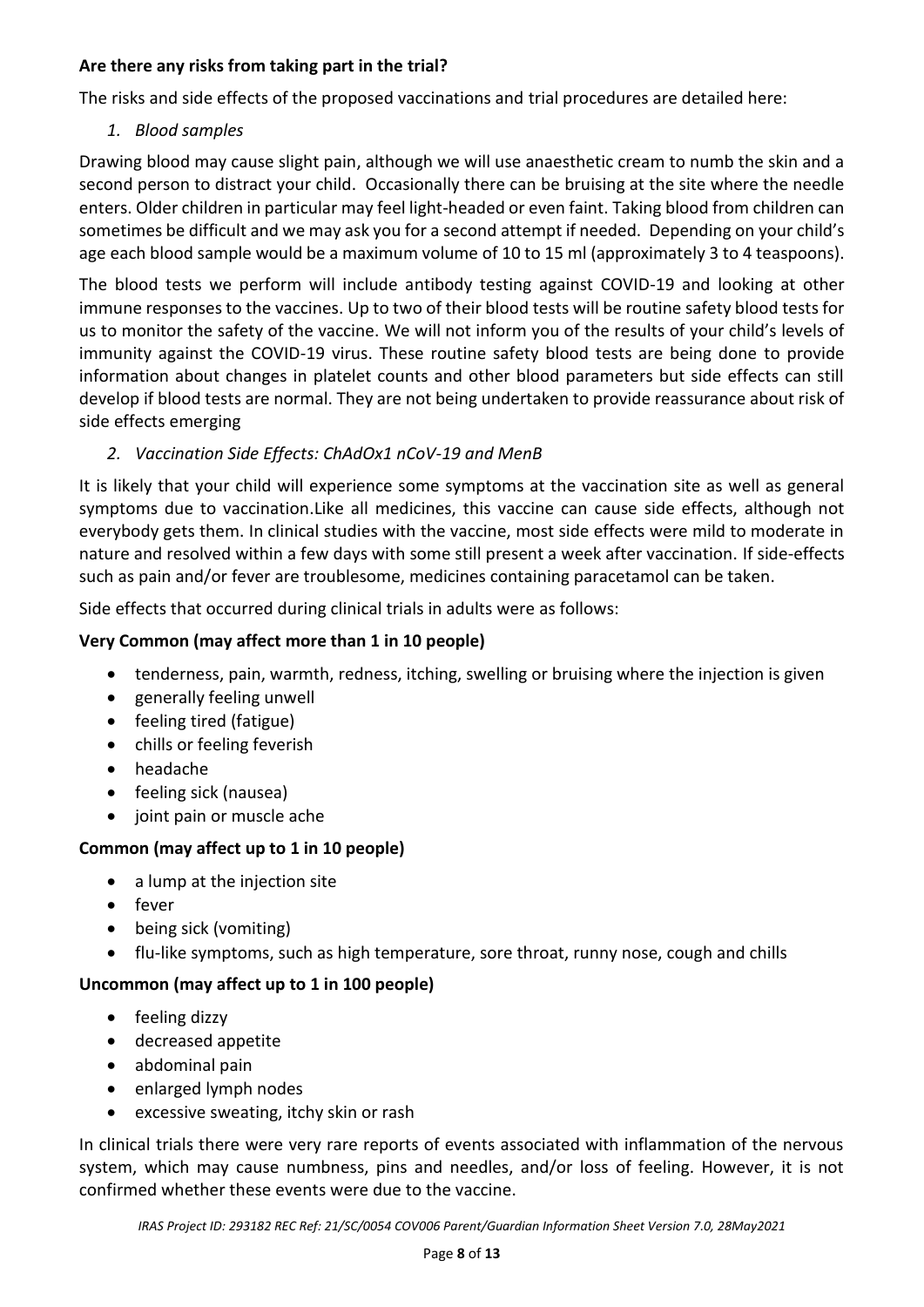**Are there any risks from taking part in the trial?**

The risks and side effects of the proposed vaccinations and trial procedures are detailed here:

1. *Blood samples*

Drawing blood may cause slight pain, although we will use anaesthetic cream to numb the skin and a second person to distract your child. Occasionally there can be bruising at the site where the needle enters. Older children in particular may feel light-headed or even faint. Taking blood from children can sometimes be difficult and we may ask you for a second attempt if needed. Depending on your child's age each blood sample would be a maximum volume of 10 to 15 ml (approximately 3 to 4 teaspoons).

The blood tests we perform will include antibody testing against COVID-19 and looking at other immune responses to the vaccines. Up to two of their blood tests will be routine safety blood tests for us to monitor the safety of the vaccine. We will not inform you of the results of your child's levels of immunity against the COVID-19 virus. These routine safety blood tests are being done to provide information about changes in platelet counts and other blood parameters but side effects can still develop if blood tests are normal. They are not being undertaken to provide reassurance about risk of side effects emerging

2. *Vaccination Side Effects: ChAdOx1 nCoV-19 and MenB*

It is likely that your child will experience some symptoms at the vaccination site as well as general symptoms due to vaccination.Like all medicines, this vaccine can cause side effects, although not everybody gets them. In clinical studies with the vaccine, most side effects were mild to moderate in nature and resolved within a few days with some still present a week after vaccination. If side-effects such as pain and/or fever are troublesome, medicines containing paracetamol can be taken.

Side effects that occurred during clinical trials in adults were as follows:

**Very Common (may affect more than 1 in 10 people)**

- tenderness, pain, warmth, redness, itching, swelling or bruising where the injection is given
- generally feeling unwell
- feeling tired (fatigue)
- chills or feeling feverish
- headache
- feeling sick (nausea)
- joint pain or muscle ache

**Common (may affect up to 1 in 10 people)**

- a lump at the injection site
- fever
- being sick (vomiting)
- flu-like symptoms, such as high temperature, sore throat, runny nose, cough and chills

**Uncommon (may affect up to 1 in 100 people)**

- feeling dizzy
- decreased appetite
- abdominal pain
- enlarged lymph nodes
- excessive sweating, itchy skin or rash

In clinical trials there were very rare reports of events associated with inflammation of the nervous system, which may cause numbness, pins and needles, and/or loss of feeling. However, it is not confirmed whether these events were due to the vaccine.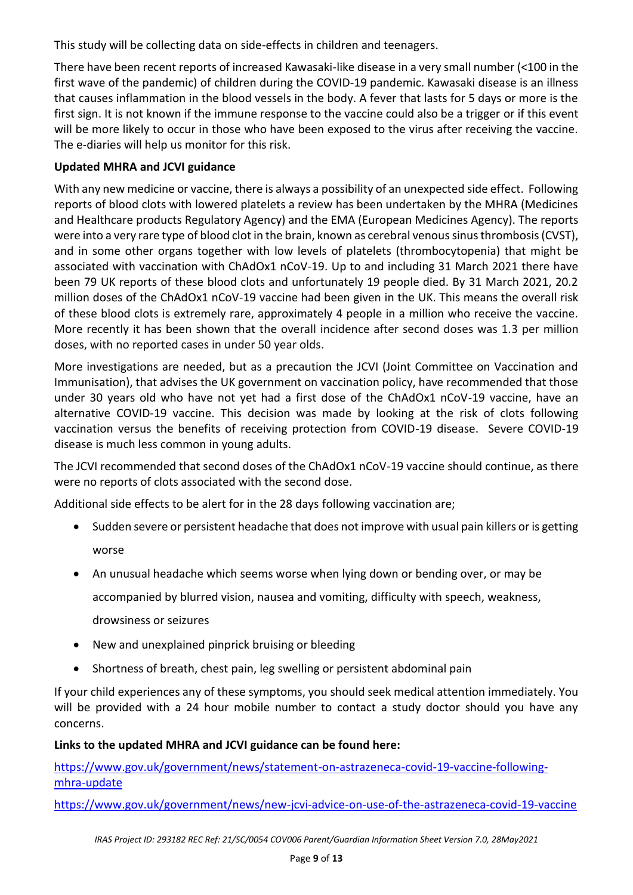This study will be collecting data on side-effects in children and teenagers.

There have been recent reports of increased Kawasaki-like disease in a very small number (<100 in the first wave of the pandemic) of children during the COVID-19 pandemic. Kawasaki disease is an illness that causes inflammation in the blood vessels in the body. A fever that lasts for 5 days or more is the first sign. It is not known if the immune response to the vaccine could also be a trigger or if this event will be more likely to occur in those who have been exposed to the virus after receiving the vaccine. The e-diaries will help us monitor for this risk.

**Updated MHRA and JCVI guidance**

With any new medicine or vaccine, there is always a possibility of an unexpected side effect. Following reports of blood clots with lowered platelets a review has been undertaken by the MHRA (Medicines and Healthcare products Regulatory Agency) and the EMA (European Medicines Agency). The reports were into a very rare type of blood clot in the brain, known as cerebral venous sinus thrombosis (CVST), and in some other organs together with low levels of platelets (thrombocytopenia) that might be associated with vaccination with ChAdOx1 nCoV-19. Up to and including 31 March 2021 there have been 79 UK reports of these blood clots and unfortunately 19 people died. By 31 March 2021, 20.2 million doses of the ChAdOx1 nCoV-19 vaccine had been given in the UK. This means the overall risk of these blood clots is extremely rare, approximately 4 people in a million who receive the vaccine. More recently it has been shown that the overall incidence after second doses was 1.3 per million doses, with no reported cases in under 50 year olds.

More investigations are needed, but as a precaution the JCVI (Joint Committee on Vaccination and Immunisation), that advises the UK government on vaccination policy, have recommended that those under 30 years old who have not yet had a first dose of the ChAdOx1 nCoV-19 vaccine, have an alternative COVID-19 vaccine. This decision was made by looking at the risk of clots following vaccination versus the benefits of receiving protection from COVID-19 disease. Severe COVID-19 disease is much less common in young adults.

The JCVI recommended that second doses of the ChAdOx1 nCoV-19 vaccine should continue, as there were no reports of clots associated with the second dose.

Additional side effects to be alert for in the 28 days following vaccination are;

- Sudden severe or persistent headache that does not improve with usual pain killers or is getting worse
- An unusual headache which seems worse when lying down or bending over, or may be accompanied by blurred vision, nausea and vomiting, difficulty with speech, weakness, drowsiness or seizures
- New and unexplained pinprick bruising or bleeding
- Shortness of breath, chest pain, leg swelling or persistent abdominal pain

If your child experiences any of these symptoms, you should seek medical attention immediately. You will be provided with a 24 hour mobile number to contact a study doctor should you have any concerns.

**Links to the updated MHRA and JCVI guidance can be found here:**

https://www.gov.uk/government/news/statement-on-astrazeneca-covid-19-vaccine-following-mhra-update

https://www.gov.uk/government/news/new-jcvi-advice-on-use-of-the-astrazeneca-covid-19-vaccine

*IRAS Project ID: 293182 REC Ref: 21/SC/0054 COV006 Parent/Guardian Information Sheet Version 7.0, 28May2021*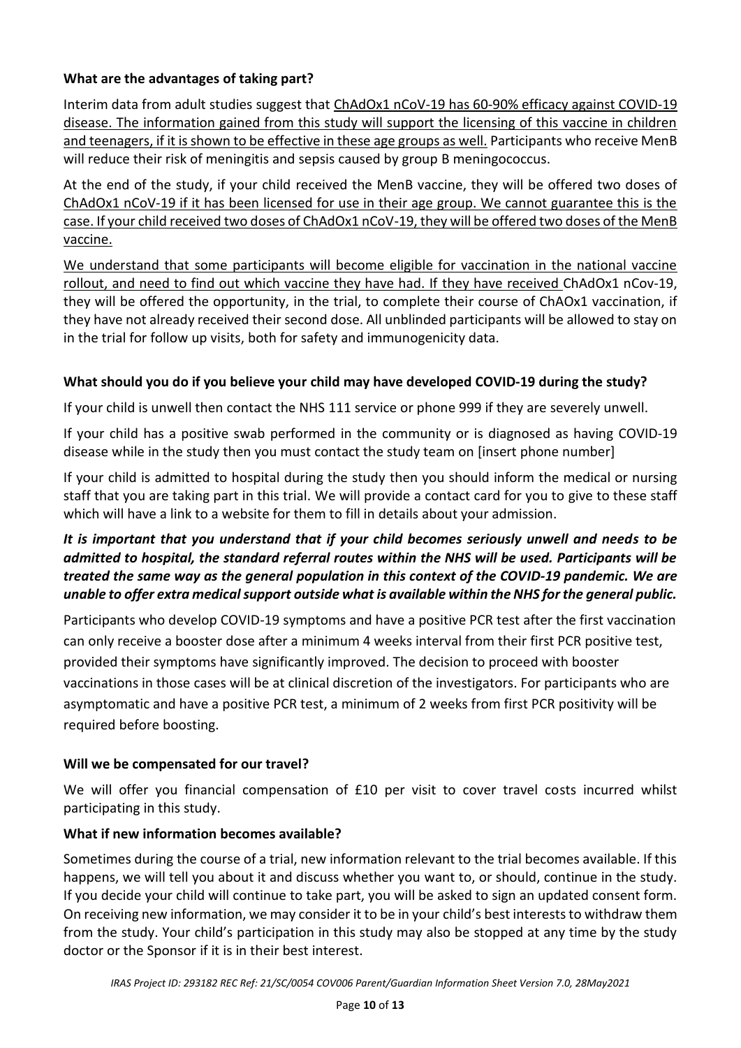**What are the advantages of taking part?**

Interim data from adult studies suggest that ChAdOx1 nCoV-19 has 60-90% efficacy against COVID-19 disease. The information gained from this study will support the licensing of this vaccine in children and teenagers, if it is shown to be effective in these age groups as well. Participants who receive MenB will reduce their risk of meningitis and sepsis caused by group B meningococcus.

At the end of the study, if your child received the MenB vaccine, they will be offered two doses of ChAdOx1 nCoV-19 if it has been licensed for use in their age group. We cannot guarantee this is the case. If your child received two doses of ChAdOx1 nCoV-19, they will be offered two doses of the MenB vaccine.

We understand that some participants will become eligible for vaccination in the national vaccine rollout, and need to find out which vaccine they have had. If they have received ChAdOx1 nCov-19, they will be offered the opportunity, in the trial, to complete their course of ChAOx1 vaccination, if they have not already received their second dose. All unblinded participants will be allowed to stay on in the trial for follow up visits, both for safety and immunogenicity data.

**What should you do if you believe your child may have developed COVID-19 during the study?**

If your child is unwell then contact the NHS 111 service or phone 999 if they are severely unwell.

If your child has a positive swab performed in the community or is diagnosed as having COVID-19 disease while in the study then you must contact the study team on [insert phone number]

If your child is admitted to hospital during the study then you should inform the medical or nursing staff that you are taking part in this trial. We will provide a contact card for you to give to these staff which will have a link to a website for them to fill in details about your admission.

***It is important that you understand that if your child becomes seriously unwell and needs to be admitted to hospital, the standard referral routes within the NHS will be used. Participants will be treated the same way as the general population in this context of the COVID-19 pandemic. We are unable to offer extra medical support outside what is available within the NHS for the general public.***

Participants who develop COVID-19 symptoms and have a positive PCR test after the first vaccination can only receive a booster dose after a minimum 4 weeks interval from their first PCR positive test, provided their symptoms have significantly improved. The decision to proceed with booster vaccinations in those cases will be at clinical discretion of the investigators. For participants who are asymptomatic and have a positive PCR test, a minimum of 2 weeks from first PCR positivity will be required before boosting.

**Will we be compensated for our travel?**

We will offer you financial compensation of £10 per visit to cover travel costs incurred whilst participating in this study.

**What if new information becomes available?**

Sometimes during the course of a trial, new information relevant to the trial becomes available. If this happens, we will tell you about it and discuss whether you want to, or should, continue in the study. If you decide your child will continue to take part, you will be asked to sign an updated consent form. On receiving new information, we may consider it to be in your child's best interests to withdraw them from the study. Your child's participation in this study may also be stopped at any time by the study doctor or the Sponsor if it is in their best interest.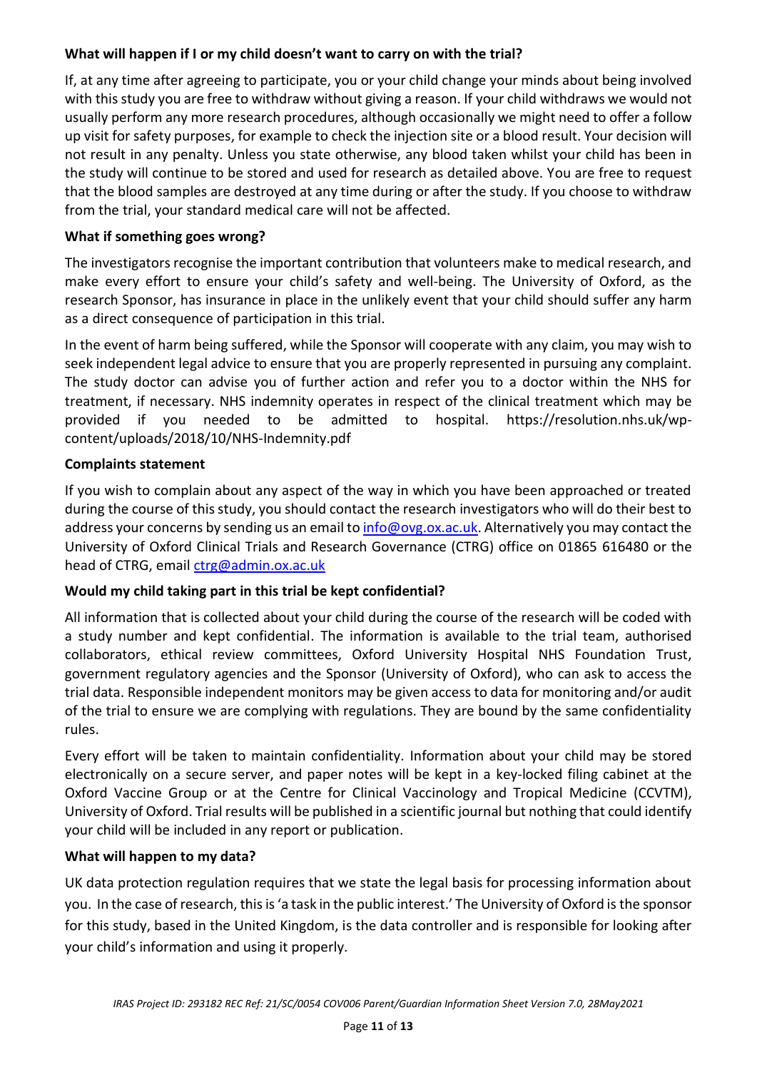**What will happen if I or my child doesn't want to carry on with the trial?**

If, at any time after agreeing to participate, you or your child change your minds about being involved with this study you are free to withdraw without giving a reason. If your child withdraws we would not usually perform any more research procedures, although occasionally we might need to offer a follow up visit for safety purposes, for example to check the injection site or a blood result. Your decision will not result in any penalty. Unless you state otherwise, any blood taken whilst your child has been in the study will continue to be stored and used for research as detailed above. You are free to request that the blood samples are destroyed at any time during or after the study. If you choose to withdraw from the trial, your standard medical care will not be affected.

**What if something goes wrong?**

The investigators recognise the important contribution that volunteers make to medical research, and make every effort to ensure your child's safety and well-being. The University of Oxford, as the research Sponsor, has insurance in place in the unlikely event that your child should suffer any harm as a direct consequence of participation in this trial.

In the event of harm being suffered, while the Sponsor will cooperate with any claim, you may wish to seek independent legal advice to ensure that you are properly represented in pursuing any complaint. The study doctor can advise you of further action and refer you to a doctor within the NHS for treatment, if necessary. NHS indemnity operates in respect of the clinical treatment which may be provided if you needed to be admitted to hospital. https://resolution.nhs.uk/wp-content/uploads/2018/10/NHS-Indemnity.pdf

**Complaints statement**

If you wish to complain about any aspect of the way in which you have been approached or treated during the course of this study, you should contact the research investigators who will do their best to address your concerns by sending us an email to info@ovg.ox.ac.uk. Alternatively you may contact the University of Oxford Clinical Trials and Research Governance (CTRG) office on 01865 616480 or the head of CTRG, email ctrg@admin.ox.ac.uk

**Would my child taking part in this trial be kept confidential?**

All information that is collected about your child during the course of the research will be coded with a study number and kept confidential. The information is available to the trial team, authorised collaborators, ethical review committees, Oxford University Hospital NHS Foundation Trust, government regulatory agencies and the Sponsor (University of Oxford), who can ask to access the trial data. Responsible independent monitors may be given access to data for monitoring and/or audit of the trial to ensure we are complying with regulations. They are bound by the same confidentiality rules.

Every effort will be taken to maintain confidentiality. Information about your child may be stored electronically on a secure server, and paper notes will be kept in a key-locked filing cabinet at the Oxford Vaccine Group or at the Centre for Clinical Vaccinology and Tropical Medicine (CCVTM), University of Oxford. Trial results will be published in a scientific journal but nothing that could identify your child will be included in any report or publication.

**What will happen to my data?**

UK data protection regulation requires that we state the legal basis for processing information about you. In the case of research, this is 'a task in the public interest.' The University of Oxford is the sponsor for this study, based in the United Kingdom, is the data controller and is responsible for looking after your child's information and using it properly.

*IRAS Project ID: 293182 REC Ref: 21/SC/0054 COV006 Parent/Guardian Information Sheet Version 7.0, 28May2021*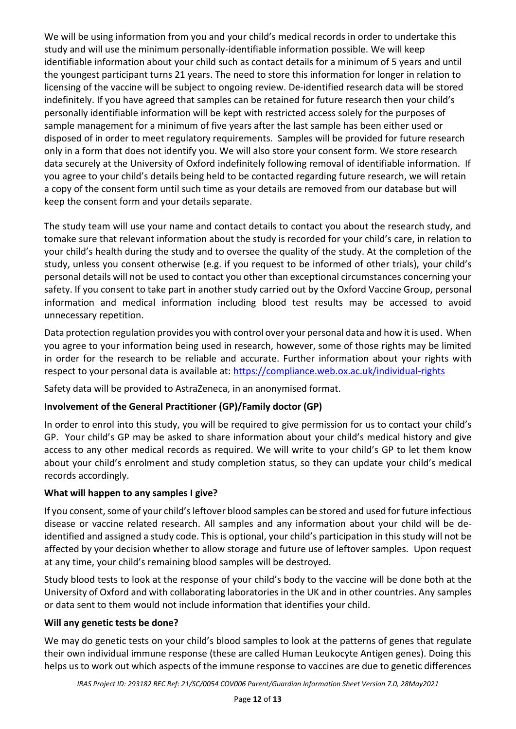We will be using information from you and your child's medical records in order to undertake this study and will use the minimum personally-identifiable information possible. We will keep identifiable information about your child such as contact details for a minimum of 5 years and until the youngest participant turns 21 years. The need to store this information for longer in relation to licensing of the vaccine will be subject to ongoing review. De-identified research data will be stored indefinitely. If you have agreed that samples can be retained for future research then your child's personally identifiable information will be kept with restricted access solely for the purposes of sample management for a minimum of five years after the last sample has been either used or disposed of in order to meet regulatory requirements. Samples will be provided for future research only in a form that does not identify you. We will also store your consent form. We store research data securely at the University of Oxford indefinitely following removal of identifiable information. If you agree to your child's details being held to be contacted regarding future research, we will retain a copy of the consent form until such time as your details are removed from our database but will keep the consent form and your details separate.

The study team will use your name and contact details to contact you about the research study, and tomake sure that relevant information about the study is recorded for your child's care, in relation to your child's health during the study and to oversee the quality of the study. At the completion of the study, unless you consent otherwise (e.g. if you request to be informed of other trials), your child's personal details will not be used to contact you other than exceptional circumstances concerning your safety. If you consent to take part in another study carried out by the Oxford Vaccine Group, personal information and medical information including blood test results may be accessed to avoid unnecessary repetition.

Data protection regulation provides you with control over your personal data and how it is used. When you agree to your information being used in research, however, some of those rights may be limited in order for the research to be reliable and accurate. Further information about your rights with respect to your personal data is available at: https://compliance.web.ox.ac.uk/individual-rights

Safety data will be provided to AstraZeneca, in an anonymised format.

**Involvement of the General Practitioner (GP)/Family doctor (GP)**

In order to enrol into this study, you will be required to give permission for us to contact your child's GP. Your child's GP may be asked to share information about your child's medical history and give access to any other medical records as required. We will write to your child's GP to let them know about your child's enrolment and study completion status, so they can update your child's medical records accordingly.

**What will happen to any samples I give?**

If you consent, some of your child's leftover blood samples can be stored and used for future infectious disease or vaccine related research. All samples and any information about your child will be de-identified and assigned a study code. This is optional, your child's participation in this study will not be affected by your decision whether to allow storage and future use of leftover samples. Upon request at any time, your child's remaining blood samples will be destroyed.

Study blood tests to look at the response of your child's body to the vaccine will be done both at the University of Oxford and with collaborating laboratories in the UK and in other countries. Any samples or data sent to them would not include information that identifies your child.

**Will any genetic tests be done?**

We may do genetic tests on your child's blood samples to look at the patterns of genes that regulate their own individual immune response (these are called Human Leukocyte Antigen genes). Doing this helps us to work out which aspects of the immune response to vaccines are due to genetic differences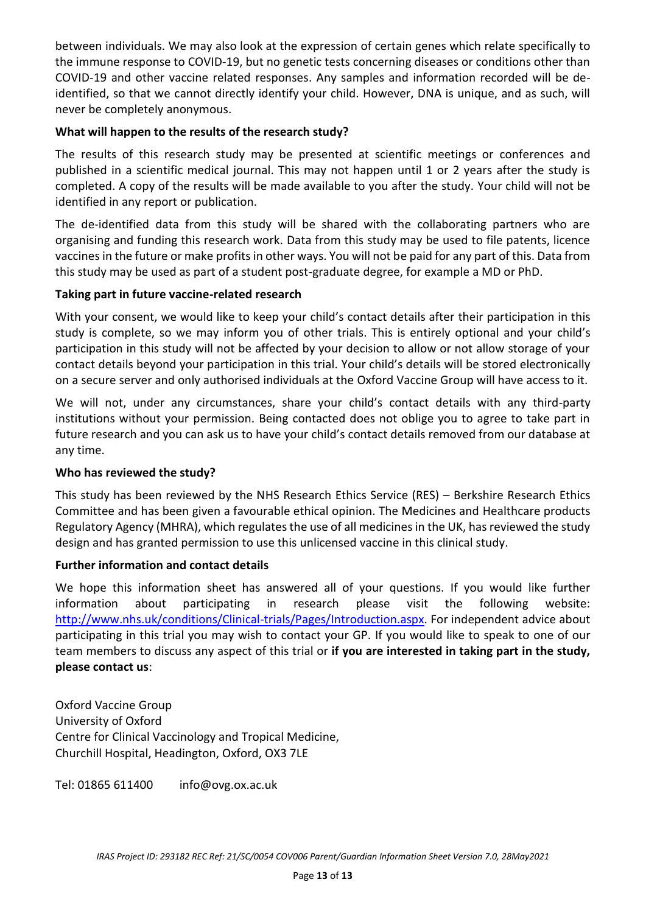between individuals. We may also look at the expression of certain genes which relate specifically to the immune response to COVID-19, but no genetic tests concerning diseases or conditions other than COVID-19 and other vaccine related responses. Any samples and information recorded will be de-identified, so that we cannot directly identify your child. However, DNA is unique, and as such, will never be completely anonymous.

**What will happen to the results of the research study?**

The results of this research study may be presented at scientific meetings or conferences and published in a scientific medical journal. This may not happen until 1 or 2 years after the study is completed. A copy of the results will be made available to you after the study. Your child will not be identified in any report or publication.

The de-identified data from this study will be shared with the collaborating partners who are organising and funding this research work. Data from this study may be used to file patents, licence vaccines in the future or make profits in other ways. You will not be paid for any part of this. Data from this study may be used as part of a student post-graduate degree, for example a MD or PhD.

**Taking part in future vaccine-related research**

With your consent, we would like to keep your child's contact details after their participation in this study is complete, so we may inform you of other trials. This is entirely optional and your child's participation in this study will not be affected by your decision to allow or not allow storage of your contact details beyond your participation in this trial. Your child's details will be stored electronically on a secure server and only authorised individuals at the Oxford Vaccine Group will have access to it.

We will not, under any circumstances, share your child's contact details with any third-party institutions without your permission. Being contacted does not oblige you to agree to take part in future research and you can ask us to have your child's contact details removed from our database at any time.

**Who has reviewed the study?**

This study has been reviewed by the NHS Research Ethics Service (RES) – Berkshire Research Ethics Committee and has been given a favourable ethical opinion. The Medicines and Healthcare products Regulatory Agency (MHRA), which regulates the use of all medicines in the UK, has reviewed the study design and has granted permission to use this unlicensed vaccine in this clinical study.

**Further information and contact details**

We hope this information sheet has answered all of your questions. If you would like further information about participating in research please visit the following website: [http://www.nhs.uk/conditions/Clinical-trials/Pages/Introduction.aspx](http://www.nhs.uk/conditions/Clinical-trials/Pages/Introduction.aspx). For independent advice about participating in this trial you may wish to contact your GP. If you would like to speak to one of our team members to discuss any aspect of this trial or **if you are interested in taking part in the study, please contact us**:

Oxford Vaccine Group
University of Oxford
Centre for Clinical Vaccinology and Tropical Medicine,
Churchill Hospital, Headington, Oxford, OX3 7LE

Tel: 01865 611400 info@ovg.ox.ac.uk